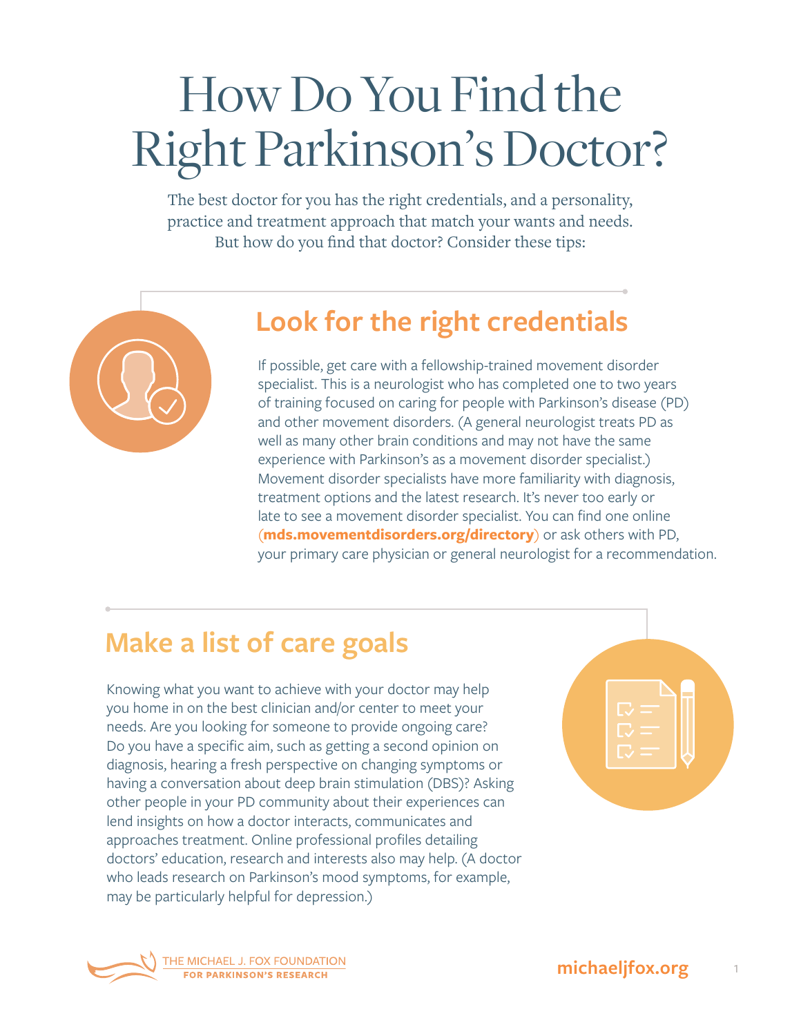# How Do You Find the Right Parkinson's Doctor?

The best doctor for you has the right credentials, and a personality, practice and treatment approach that match your wants and needs. But how do you find that doctor? Consider these tips:

## Look for the right credentials

If possible, get care with a fellowship-trained movement disorder specialist. This is a neurologist who has completed one to two years of training focused on caring for people with Parkinson's disease (PD) and other movement disorders. (A general neurologist treats PD as well as many other brain conditions and may not have the same experience with Parkinson's as a movement disorder specialist.) Movement disorder specialists have more familiarity with diagnosis, treatment options and the latest research. It's never too early or late to see a movement disorder specialist. You can find one online (**mds.movementdisorders.org/directory**) or ask others with PD, your primary care physician or general neurologist for a recommendation.

## Make a list of care goals

Knowing what you want to achieve with your doctor may help you home in on the best clinician and/or center to meet your needs. Are you looking for someone to provide ongoing care? Do you have a specific aim, such as getting a second opinion on diagnosis, hearing a fresh perspective on changing symptoms or having a conversation about deep brain stimulation (DBS)? Asking other people in your PD community about their experiences can lend insights on how a doctor interacts, communicates and approaches treatment. Online professional profiles detailing doctors' education, research and interests also may help. (A doctor who leads research on Parkinson's mood symptoms, for example, may be particularly helpful for depression.)

THE MICHAEL J. FOX FOUNDATION FOR PARKINSON'S RESEARCH

michaeljfox.org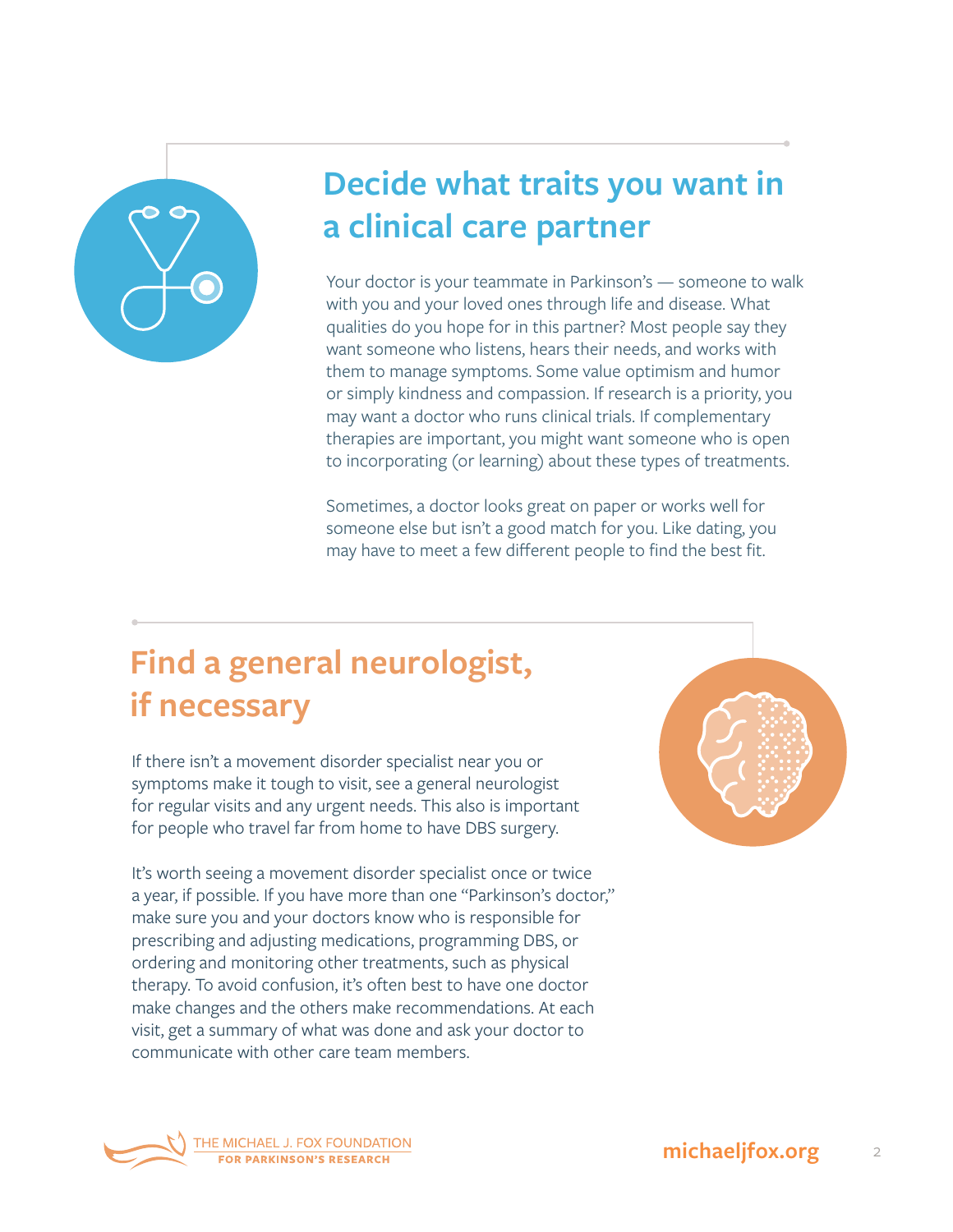## Decide what traits you want in a clinical care partner

Your doctor is your teammate in Parkinson's — someone to walk with you and your loved ones through life and disease. What qualities do you hope for in this partner? Most people say they want someone who listens, hears their needs, and works with them to manage symptoms. Some value optimism and humor or simply kindness and compassion. If research is a priority, you may want a doctor who runs clinical trials. If complementary therapies are important, you might want someone who is open to incorporating (or learning) about these types of treatments.

Sometimes, a doctor looks great on paper or works well for someone else but isn't a good match for you. Like dating, you may have to meet a few different people to find the best fit.

## Find a general neurologist, if necessary

If there isn't a movement disorder specialist near you or symptoms make it tough to visit, see a general neurologist for regular visits and any urgent needs. This also is important for people who travel far from home to have DBS surgery.

It's worth seeing a movement disorder specialist once or twice a year, if possible. If you have more than one "Parkinson's doctor," make sure you and your doctors know who is responsible for prescribing and adjusting medications, programming DBS, or ordering and monitoring other treatments, such as physical therapy. To avoid confusion, it's often best to have one doctor make changes and the others make recommendations. At each visit, get a summary of what was done and ask your doctor to communicate with other care team members.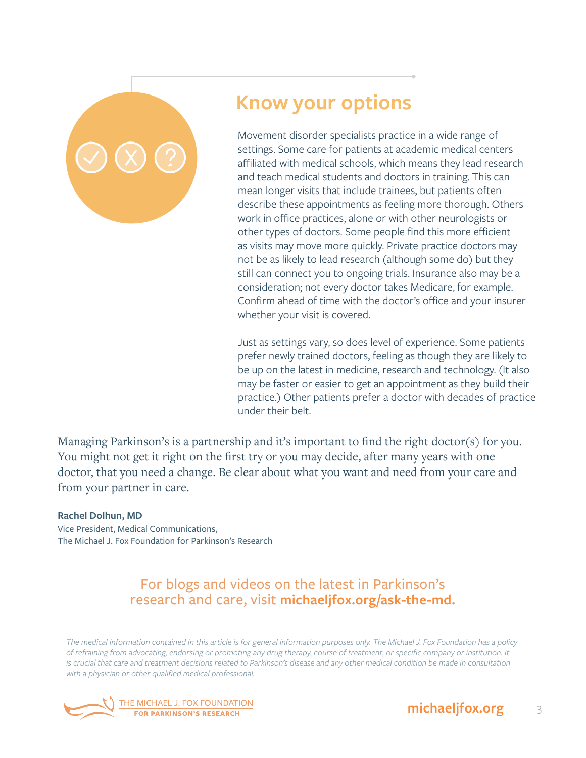## Know your options

Movement disorder specialists practice in a wide range of settings. Some care for patients at academic medical centers affiliated with medical schools, which means they lead research and teach medical students and doctors in training. This can mean longer visits that include trainees, but patients often describe these appointments as feeling more thorough. Others work in office practices, alone or with other neurologists or other types of doctors. Some people find this more efficient as visits may move more quickly. Private practice doctors may not be as likely to lead research (although some do) but they still can connect you to ongoing trials. Insurance also may be a consideration; not every doctor takes Medicare, for example. Confirm ahead of time with the doctor's office and your insurer whether your visit is covered.

Just as settings vary, so does level of experience. Some patients prefer newly trained doctors, feeling as though they are likely to be up on the latest in medicine, research and technology. (It also may be faster or easier to get an appointment as they build their practice.) Other patients prefer a doctor with decades of practice under their belt.

Managing Parkinson's is a partnership and it's important to find the right doctor(s) for you. You might not get it right on the first try or you may decide, after many years with one doctor, that you need a change. Be clear about what you want and need from your care and from your partner in care.

**Rachel Dolhun, MD**
Vice President, Medical Communications,
The Michael J. Fox Foundation for Parkinson's Research

For blogs and videos on the latest in Parkinson's research and care, visit **michaeljfox.org/ask-the-md.**

*The medical information contained in this article is for general information purposes only. The Michael J. Fox Foundation has a policy of refraining from advocating, endorsing or promoting any drug therapy, course of treatment, or specific company or institution. It is crucial that care and treatment decisions related to Parkinson's disease and any other medical condition be made in consultation with a physician or other qualified medical professional.*

THE MICHAEL J. FOX FOUNDATION FOR PARKINSON'S RESEARCH

michaeljfox.org